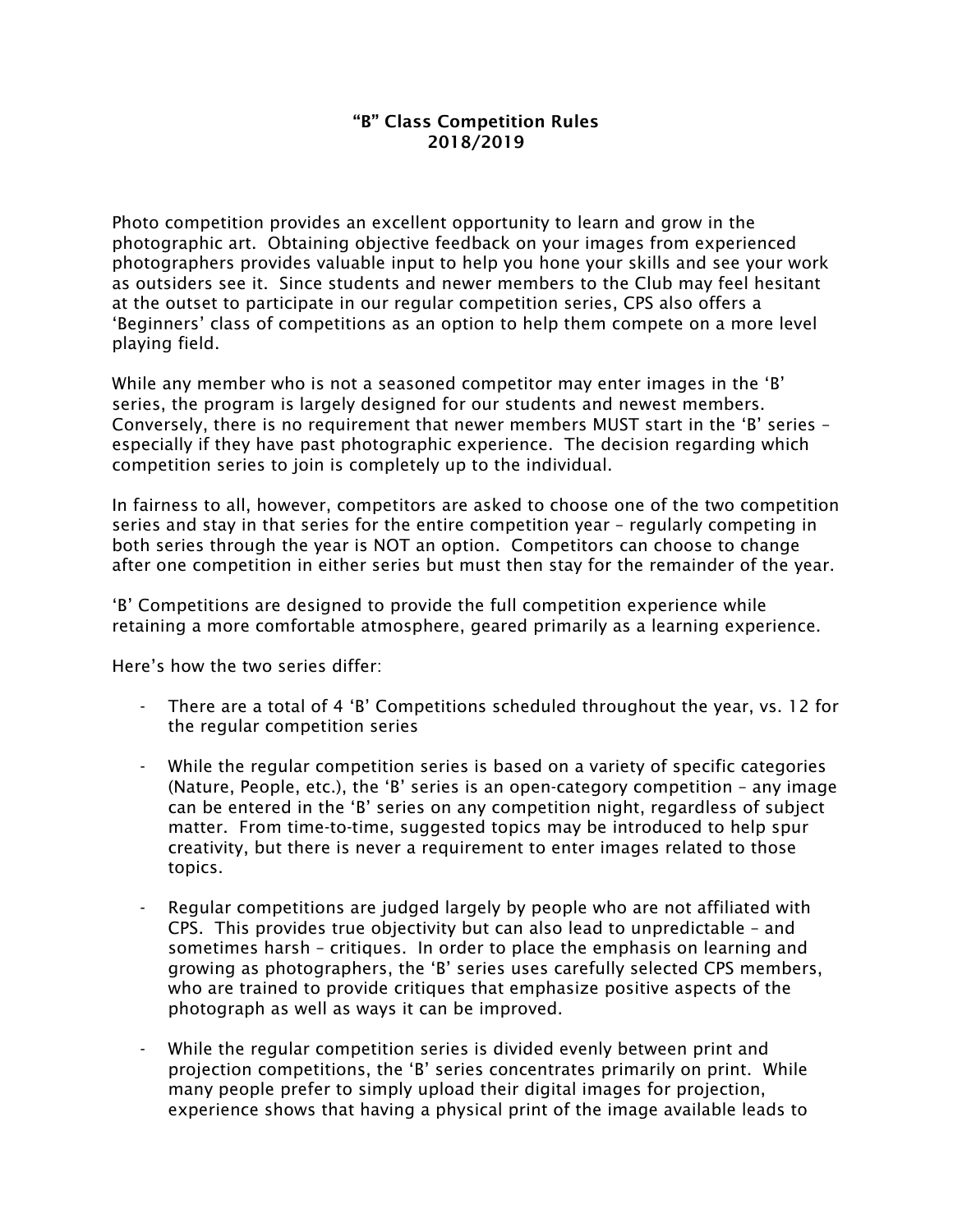# "B" Class Competition Rules
## 2018/2019

Photo competition provides an excellent opportunity to learn and grow in the photographic art. Obtaining objective feedback on your images from experienced photographers provides valuable input to help you hone your skills and see your work as outsiders see it. Since students and newer members to the Club may feel hesitant at the outset to participate in our regular competition series, CPS also offers a 'Beginners' class of competitions as an option to help them compete on a more level playing field.

While any member who is not a seasoned competitor may enter images in the 'B' series, the program is largely designed for our students and newest members. Conversely, there is no requirement that newer members MUST start in the 'B' series – especially if they have past photographic experience. The decision regarding which competition series to join is completely up to the individual.

In fairness to all, however, competitors are asked to choose one of the two competition series and stay in that series for the entire competition year – regularly competing in both series through the year is NOT an option. Competitors can choose to change after one competition in either series but must then stay for the remainder of the year.

'B' Competitions are designed to provide the full competition experience while retaining a more comfortable atmosphere, geared primarily as a learning experience.

Here's how the two series differ:

- There are a total of 4 'B' Competitions scheduled throughout the year, vs. 12 for the regular competition series

- While the regular competition series is based on a variety of specific categories (Nature, People, etc.), the 'B' series is an open-category competition – any image can be entered in the 'B' series on any competition night, regardless of subject matter. From time-to-time, suggested topics may be introduced to help spur creativity, but there is never a requirement to enter images related to those topics.

- Regular competitions are judged largely by people who are not affiliated with CPS. This provides true objectivity but can also lead to unpredictable – and sometimes harsh – critiques. In order to place the emphasis on learning and growing as photographers, the 'B' series uses carefully selected CPS members, who are trained to provide critiques that emphasize positive aspects of the photograph as well as ways it can be improved.

- While the regular competition series is divided evenly between print and projection competitions, the 'B' series concentrates primarily on print. While many people prefer to simply upload their digital images for projection, experience shows that having a physical print of the image available leads to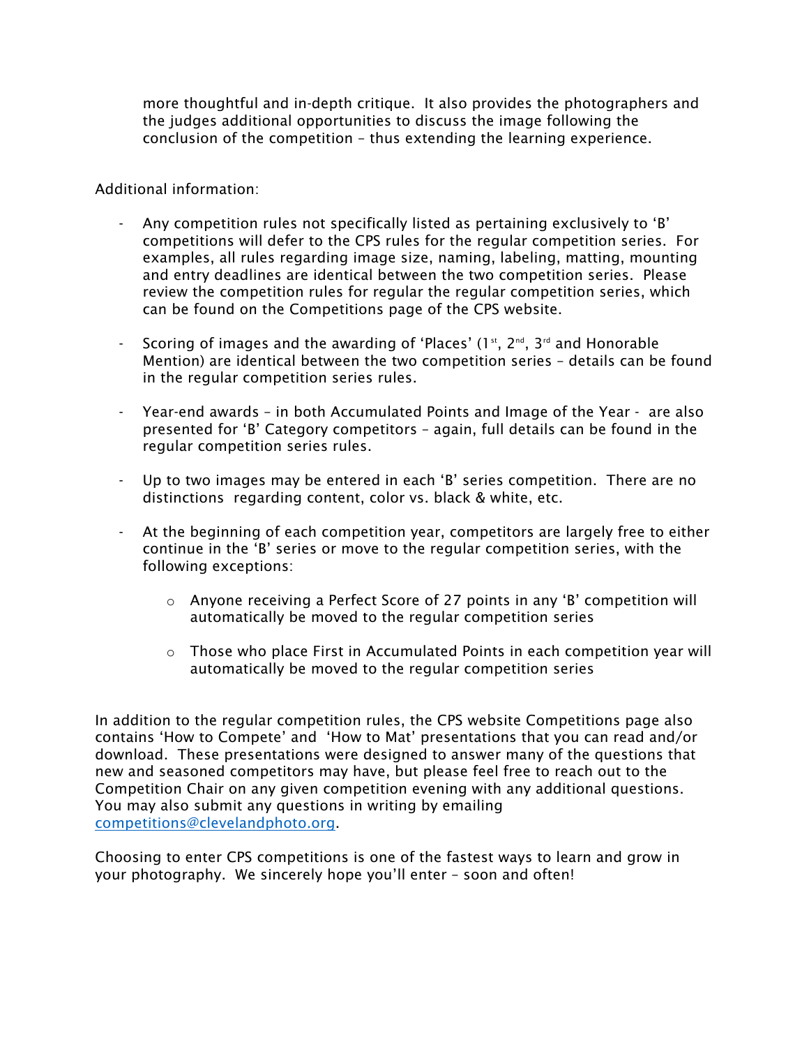more thoughtful and in-depth critique. It also provides the photographers and the judges additional opportunities to discuss the image following the conclusion of the competition – thus extending the learning experience.

Additional information:

- Any competition rules not specifically listed as pertaining exclusively to 'B' competitions will defer to the CPS rules for the regular competition series. For examples, all rules regarding image size, naming, labeling, matting, mounting and entry deadlines are identical between the two competition series. Please review the competition rules for regular the regular competition series, which can be found on the Competitions page of the CPS website.

- Scoring of images and the awarding of 'Places' (1st, 2nd, 3rd and Honorable Mention) are identical between the two competition series – details can be found in the regular competition series rules.

- Year-end awards – in both Accumulated Points and Image of the Year - are also presented for 'B' Category competitors – again, full details can be found in the regular competition series rules.

- Up to two images may be entered in each 'B' series competition. There are no distinctions regarding content, color vs. black & white, etc.

- At the beginning of each competition year, competitors are largely free to either continue in the 'B' series or move to the regular competition series, with the following exceptions:

  - Anyone receiving a Perfect Score of 27 points in any 'B' competition will automatically be moved to the regular competition series

  - Those who place First in Accumulated Points in each competition year will automatically be moved to the regular competition series

In addition to the regular competition rules, the CPS website Competitions page also contains 'How to Compete' and 'How to Mat' presentations that you can read and/or download. These presentations were designed to answer many of the questions that new and seasoned competitors may have, but please feel free to reach out to the Competition Chair on any given competition evening with any additional questions. You may also submit any questions in writing by emailing [competitions@clevelandphoto.org](mailto:competitions@clevelandphoto.org).

Choosing to enter CPS competitions is one of the fastest ways to learn and grow in your photography. We sincerely hope you'll enter – soon and often!